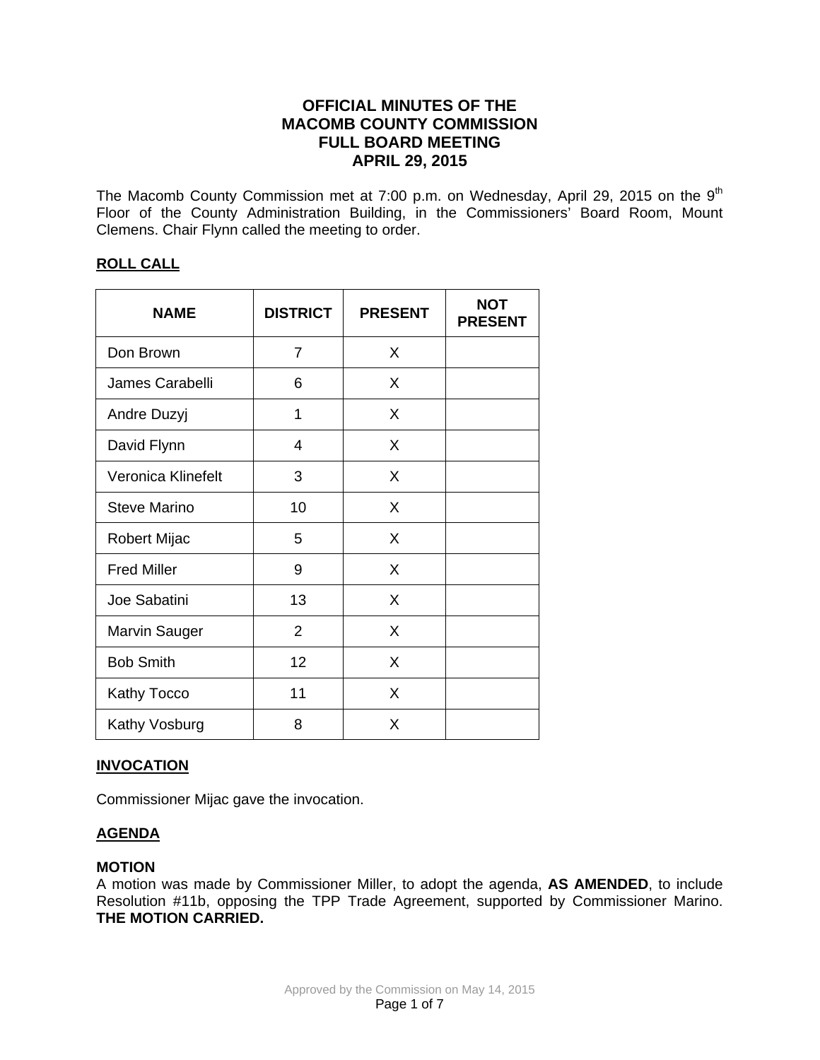# OFFICIAL MINUTES OF THE MACOMB COUNTY COMMISSION FULL BOARD MEETING APRIL 29, 2015

The Macomb County Commission met at 7:00 p.m. on Wednesday, April 29, 2015 on the 9th Floor of the County Administration Building, in the Commissioners' Board Room, Mount Clemens. Chair Flynn called the meeting to order.

## ROLL CALL

| NAME | DISTRICT | PRESENT | NOT PRESENT |
|---|---|---|---|
| Don Brown | 7 | X | |
| James Carabelli | 6 | X | |
| Andre Duzyj | 1 | X | |
| David Flynn | 4 | X | |
| Veronica Klinefelt | 3 | X | |
| Steve Marino | 10 | X | |
| Robert Mijac | 5 | X | |
| Fred Miller | 9 | X | |
| Joe Sabatini | 13 | X | |
| Marvin Sauger | 2 | X | |
| Bob Smith | 12 | X | |
| Kathy Tocco | 11 | X | |
| Kathy Vosburg | 8 | X | |

## INVOCATION

Commissioner Mijac gave the invocation.

## AGENDA

**MOTION**
A motion was made by Commissioner Miller, to adopt the agenda, **AS AMENDED**, to include Resolution #11b, opposing the TPP Trade Agreement, supported by Commissioner Marino. **THE MOTION CARRIED.**

Approved by the Commission on May 14, 2015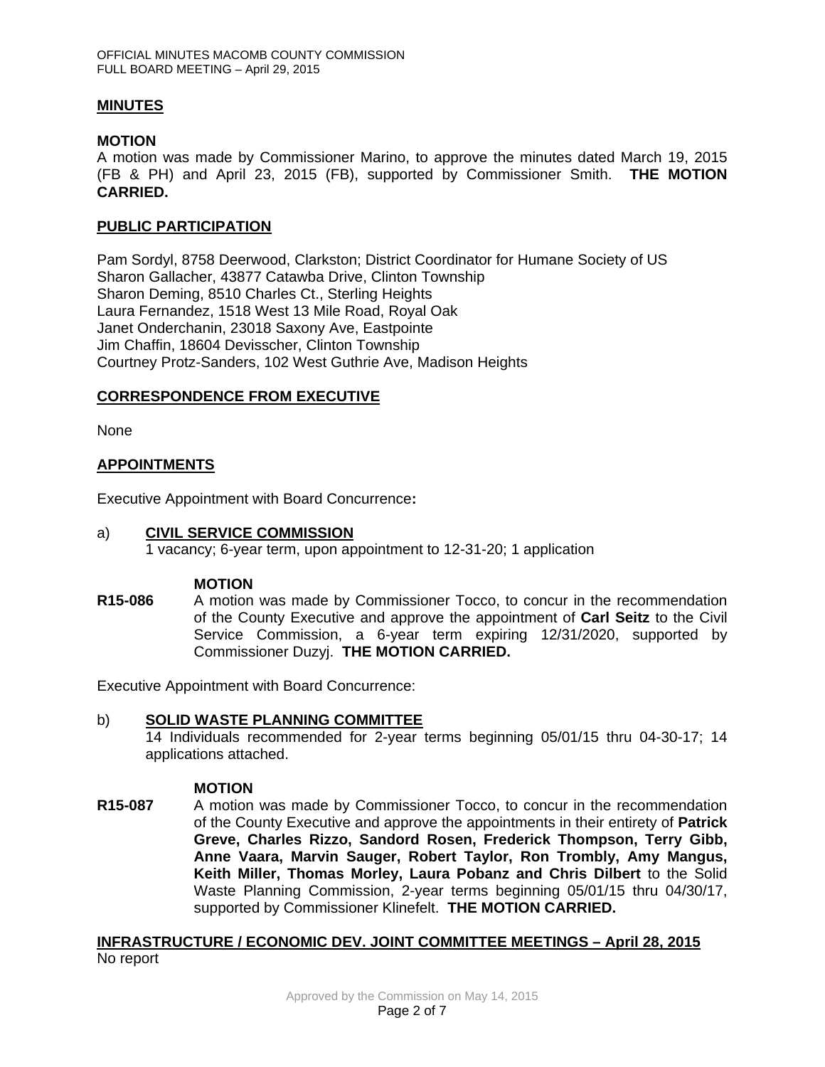## MINUTES

### MOTION

A motion was made by Commissioner Marino, to approve the minutes dated March 19, 2015 (FB & PH) and April 23, 2015 (FB), supported by Commissioner Smith. **THE MOTION CARRIED.**

## PUBLIC PARTICIPATION

Pam Sordyl, 8758 Deerwood, Clarkston; District Coordinator for Humane Society of US
Sharon Gallacher, 43877 Catawba Drive, Clinton Township
Sharon Deming, 8510 Charles Ct., Sterling Heights
Laura Fernandez, 1518 West 13 Mile Road, Royal Oak
Janet Onderchanin, 23018 Saxony Ave, Eastpointe
Jim Chaffin, 18604 Devisscher, Clinton Township
Courtney Protz-Sanders, 102 West Guthrie Ave, Madison Heights

## CORRESPONDENCE FROM EXECUTIVE

None

## APPOINTMENTS

Executive Appointment with Board Concurrence**:**

a) **CIVIL SERVICE COMMISSION**
1 vacancy; 6-year term, upon appointment to 12-31-20; 1 application

### MOTION

**R15-086** A motion was made by Commissioner Tocco, to concur in the recommendation of the County Executive and approve the appointment of **Carl Seitz** to the Civil Service Commission, a 6-year term expiring 12/31/2020, supported by Commissioner Duzyj. **THE MOTION CARRIED.**

Executive Appointment with Board Concurrence:

b) **SOLID WASTE PLANNING COMMITTEE**
14 Individuals recommended for 2-year terms beginning 05/01/15 thru 04-30-17; 14 applications attached.

### MOTION

**R15-087** A motion was made by Commissioner Tocco, to concur in the recommendation of the County Executive and approve the appointments in their entirety of **Patrick Greve, Charles Rizzo, Sandord Rosen, Frederick Thompson, Terry Gibb, Anne Vaara, Marvin Sauger, Robert Taylor, Ron Trombly, Amy Mangus, Keith Miller, Thomas Morley, Laura Pobanz and Chris Dilbert** to the Solid Waste Planning Commission, 2-year terms beginning 05/01/15 thru 04/30/17, supported by Commissioner Klinefelt. **THE MOTION CARRIED.**

## INFRASTRUCTURE / ECONOMIC DEV. JOINT COMMITTEE MEETINGS – April 28, 2015

No report

Approved by the Commission on May 14, 2015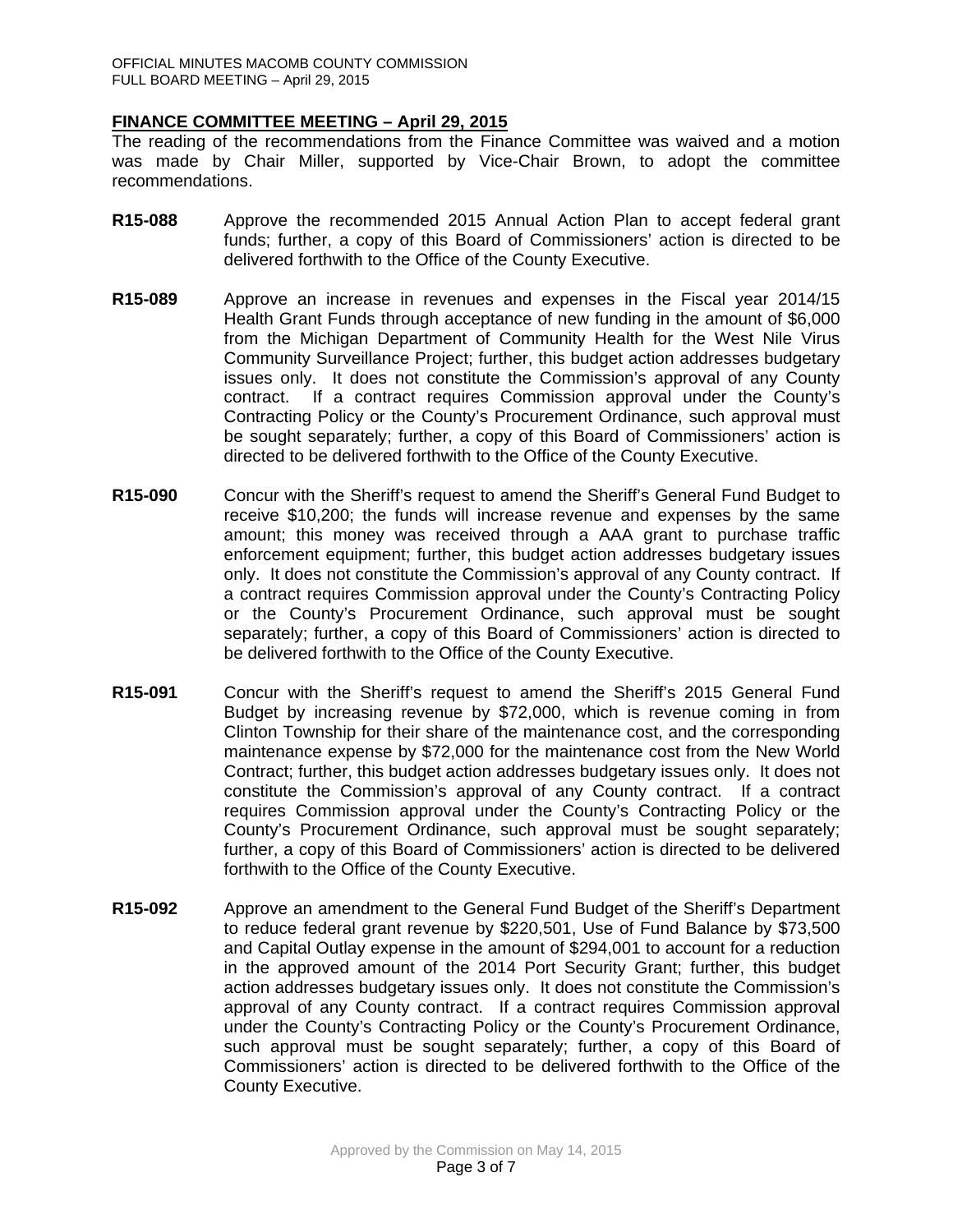## FINANCE COMMITTEE MEETING – April 29, 2015

The reading of the recommendations from the Finance Committee was waived and a motion was made by Chair Miller, supported by Vice-Chair Brown, to adopt the committee recommendations.

**R15-088** Approve the recommended 2015 Annual Action Plan to accept federal grant funds; further, a copy of this Board of Commissioners' action is directed to be delivered forthwith to the Office of the County Executive.

**R15-089** Approve an increase in revenues and expenses in the Fiscal year 2014/15 Health Grant Funds through acceptance of new funding in the amount of $6,000 from the Michigan Department of Community Health for the West Nile Virus Community Surveillance Project; further, this budget action addresses budgetary issues only. It does not constitute the Commission's approval of any County contract. If a contract requires Commission approval under the County's Contracting Policy or the County's Procurement Ordinance, such approval must be sought separately; further, a copy of this Board of Commissioners' action is directed to be delivered forthwith to the Office of the County Executive.

**R15-090** Concur with the Sheriff's request to amend the Sheriff's General Fund Budget to receive $10,200; the funds will increase revenue and expenses by the same amount; this money was received through a AAA grant to purchase traffic enforcement equipment; further, this budget action addresses budgetary issues only. It does not constitute the Commission's approval of any County contract. If a contract requires Commission approval under the County's Contracting Policy or the County's Procurement Ordinance, such approval must be sought separately; further, a copy of this Board of Commissioners' action is directed to be delivered forthwith to the Office of the County Executive.

**R15-091** Concur with the Sheriff's request to amend the Sheriff's 2015 General Fund Budget by increasing revenue by $72,000, which is revenue coming in from Clinton Township for their share of the maintenance cost, and the corresponding maintenance expense by $72,000 for the maintenance cost from the New World Contract; further, this budget action addresses budgetary issues only. It does not constitute the Commission's approval of any County contract. If a contract requires Commission approval under the County's Contracting Policy or the County's Procurement Ordinance, such approval must be sought separately; further, a copy of this Board of Commissioners' action is directed to be delivered forthwith to the Office of the County Executive.

**R15-092** Approve an amendment to the General Fund Budget of the Sheriff's Department to reduce federal grant revenue by $220,501, Use of Fund Balance by $73,500 and Capital Outlay expense in the amount of $294,001 to account for a reduction in the approved amount of the 2014 Port Security Grant; further, this budget action addresses budgetary issues only. It does not constitute the Commission's approval of any County contract. If a contract requires Commission approval under the County's Contracting Policy or the County's Procurement Ordinance, such approval must be sought separately; further, a copy of this Board of Commissioners' action is directed to be delivered forthwith to the Office of the County Executive.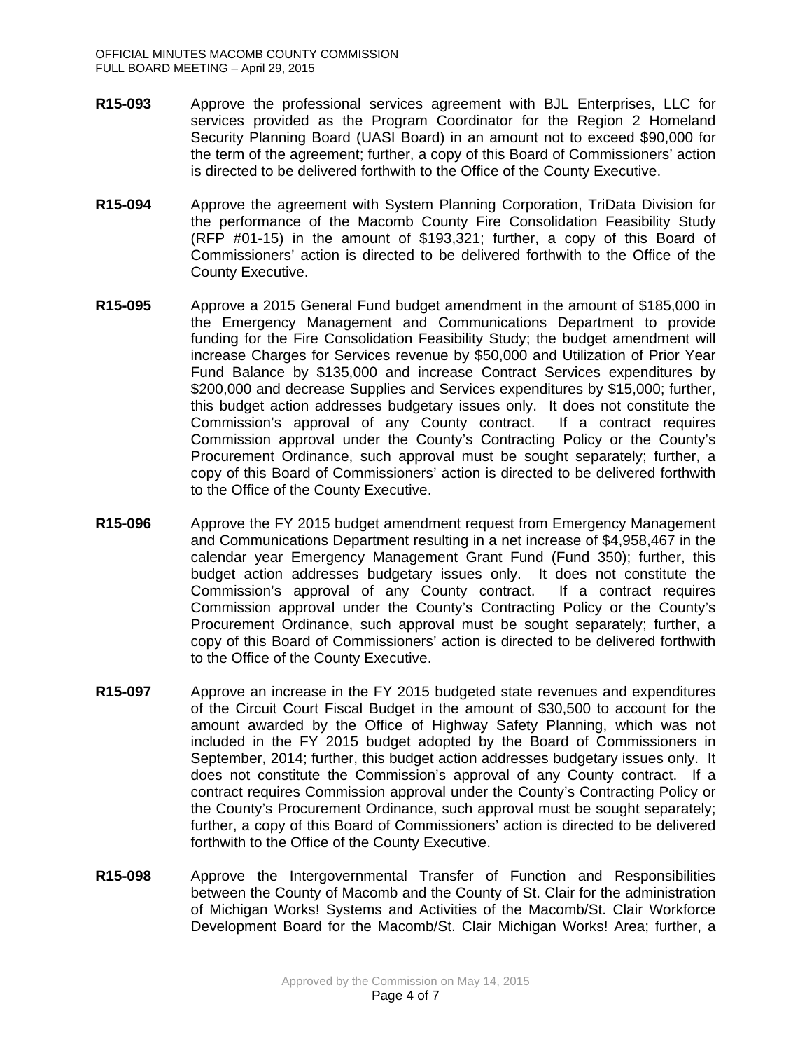**R15-093** Approve the professional services agreement with BJL Enterprises, LLC for services provided as the Program Coordinator for the Region 2 Homeland Security Planning Board (UASI Board) in an amount not to exceed $90,000 for the term of the agreement; further, a copy of this Board of Commissioners' action is directed to be delivered forthwith to the Office of the County Executive.

**R15-094** Approve the agreement with System Planning Corporation, TriData Division for the performance of the Macomb County Fire Consolidation Feasibility Study (RFP #01-15) in the amount of $193,321; further, a copy of this Board of Commissioners' action is directed to be delivered forthwith to the Office of the County Executive.

**R15-095** Approve a 2015 General Fund budget amendment in the amount of $185,000 in the Emergency Management and Communications Department to provide funding for the Fire Consolidation Feasibility Study; the budget amendment will increase Charges for Services revenue by $50,000 and Utilization of Prior Year Fund Balance by $135,000 and increase Contract Services expenditures by $200,000 and decrease Supplies and Services expenditures by $15,000; further, this budget action addresses budgetary issues only. It does not constitute the Commission's approval of any County contract. If a contract requires Commission approval under the County's Contracting Policy or the County's Procurement Ordinance, such approval must be sought separately; further, a copy of this Board of Commissioners' action is directed to be delivered forthwith to the Office of the County Executive.

**R15-096** Approve the FY 2015 budget amendment request from Emergency Management and Communications Department resulting in a net increase of $4,958,467 in the calendar year Emergency Management Grant Fund (Fund 350); further, this budget action addresses budgetary issues only. It does not constitute the Commission's approval of any County contract. If a contract requires Commission approval under the County's Contracting Policy or the County's Procurement Ordinance, such approval must be sought separately; further, a copy of this Board of Commissioners' action is directed to be delivered forthwith to the Office of the County Executive.

**R15-097** Approve an increase in the FY 2015 budgeted state revenues and expenditures of the Circuit Court Fiscal Budget in the amount of $30,500 to account for the amount awarded by the Office of Highway Safety Planning, which was not included in the FY 2015 budget adopted by the Board of Commissioners in September, 2014; further, this budget action addresses budgetary issues only. It does not constitute the Commission's approval of any County contract. If a contract requires Commission approval under the County's Contracting Policy or the County's Procurement Ordinance, such approval must be sought separately; further, a copy of this Board of Commissioners' action is directed to be delivered forthwith to the Office of the County Executive.

**R15-098** Approve the Intergovernmental Transfer of Function and Responsibilities between the County of Macomb and the County of St. Clair for the administration of Michigan Works! Systems and Activities of the Macomb/St. Clair Workforce Development Board for the Macomb/St. Clair Michigan Works! Area; further, a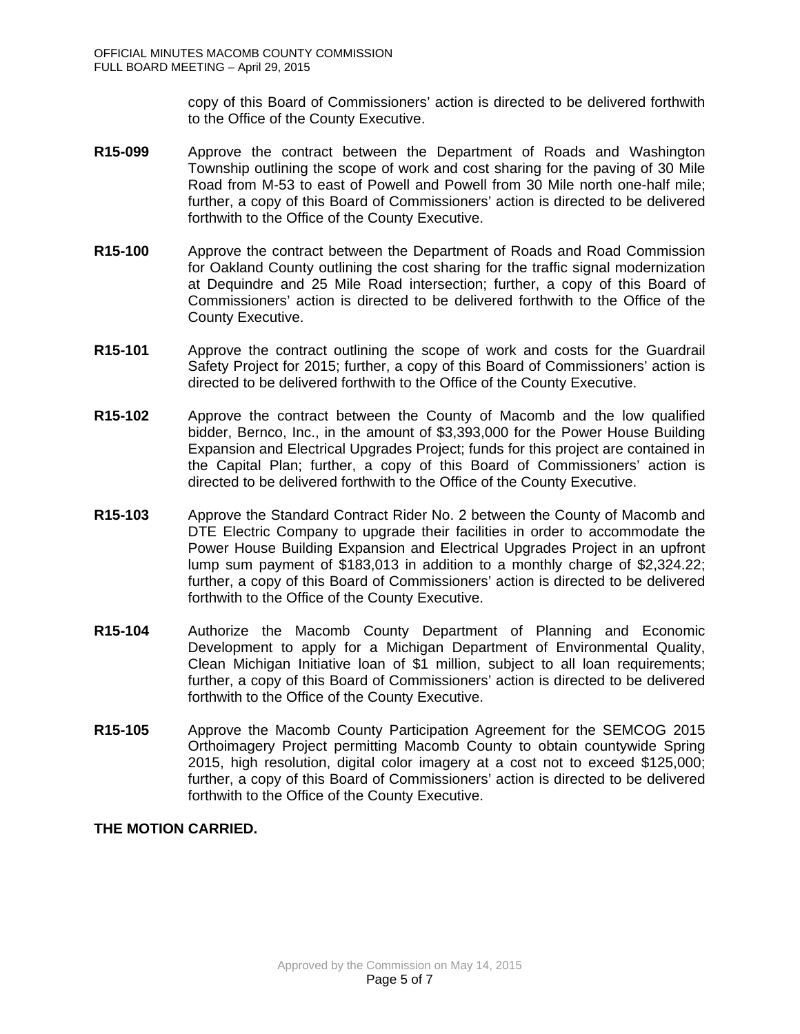copy of this Board of Commissioners' action is directed to be delivered forthwith to the Office of the County Executive.

**R15-099** Approve the contract between the Department of Roads and Washington Township outlining the scope of work and cost sharing for the paving of 30 Mile Road from M-53 to east of Powell and Powell from 30 Mile north one-half mile; further, a copy of this Board of Commissioners' action is directed to be delivered forthwith to the Office of the County Executive.

**R15-100** Approve the contract between the Department of Roads and Road Commission for Oakland County outlining the cost sharing for the traffic signal modernization at Dequindre and 25 Mile Road intersection; further, a copy of this Board of Commissioners' action is directed to be delivered forthwith to the Office of the County Executive.

**R15-101** Approve the contract outlining the scope of work and costs for the Guardrail Safety Project for 2015; further, a copy of this Board of Commissioners' action is directed to be delivered forthwith to the Office of the County Executive.

**R15-102** Approve the contract between the County of Macomb and the low qualified bidder, Bernco, Inc., in the amount of $3,393,000 for the Power House Building Expansion and Electrical Upgrades Project; funds for this project are contained in the Capital Plan; further, a copy of this Board of Commissioners' action is directed to be delivered forthwith to the Office of the County Executive.

**R15-103** Approve the Standard Contract Rider No. 2 between the County of Macomb and DTE Electric Company to upgrade their facilities in order to accommodate the Power House Building Expansion and Electrical Upgrades Project in an upfront lump sum payment of $183,013 in addition to a monthly charge of $2,324.22; further, a copy of this Board of Commissioners' action is directed to be delivered forthwith to the Office of the County Executive.

**R15-104** Authorize the Macomb County Department of Planning and Economic Development to apply for a Michigan Department of Environmental Quality, Clean Michigan Initiative loan of $1 million, subject to all loan requirements; further, a copy of this Board of Commissioners' action is directed to be delivered forthwith to the Office of the County Executive.

**R15-105** Approve the Macomb County Participation Agreement for the SEMCOG 2015 Orthoimagery Project permitting Macomb County to obtain countywide Spring 2015, high resolution, digital color imagery at a cost not to exceed $125,000; further, a copy of this Board of Commissioners' action is directed to be delivered forthwith to the Office of the County Executive.

**THE MOTION CARRIED.**

Approved by the Commission on May 14, 2015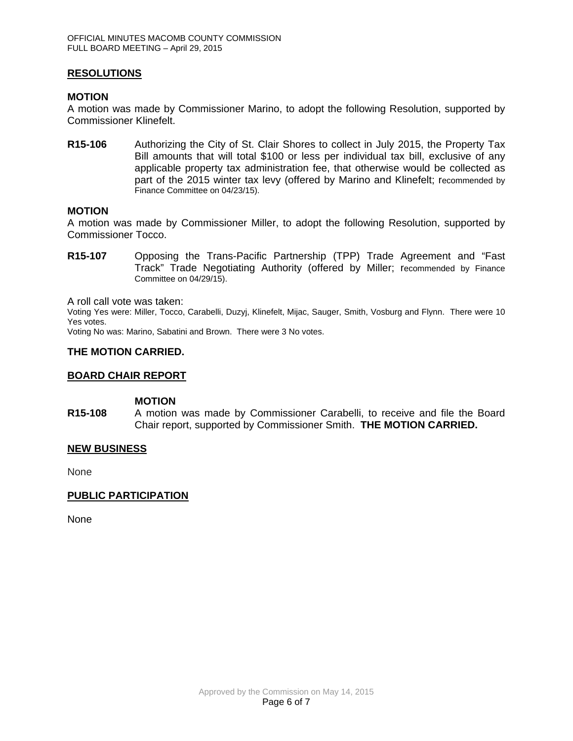## RESOLUTIONS

### MOTION

A motion was made by Commissioner Marino, to adopt the following Resolution, supported by Commissioner Klinefelt.

**R15-106** Authorizing the City of St. Clair Shores to collect in July 2015, the Property Tax Bill amounts that will total $100 or less per individual tax bill, exclusive of any applicable property tax administration fee, that otherwise would be collected as part of the 2015 winter tax levy (offered by Marino and Klinefelt; recommended by Finance Committee on 04/23/15).

### MOTION

A motion was made by Commissioner Miller, to adopt the following Resolution, supported by Commissioner Tocco.

**R15-107** Opposing the Trans-Pacific Partnership (TPP) Trade Agreement and "Fast Track" Trade Negotiating Authority (offered by Miller; recommended by Finance Committee on 04/29/15).

A roll call vote was taken:

Voting Yes were: Miller, Tocco, Carabelli, Duzyj, Klinefelt, Mijac, Sauger, Smith, Vosburg and Flynn. There were 10 Yes votes.

Voting No was: Marino, Sabatini and Brown. There were 3 No votes.

**THE MOTION CARRIED.**

## BOARD CHAIR REPORT

### MOTION

**R15-108** A motion was made by Commissioner Carabelli, to receive and file the Board Chair report, supported by Commissioner Smith. **THE MOTION CARRIED.**

## NEW BUSINESS

None

## PUBLIC PARTICIPATION

None

Approved by the Commission on May 14, 2015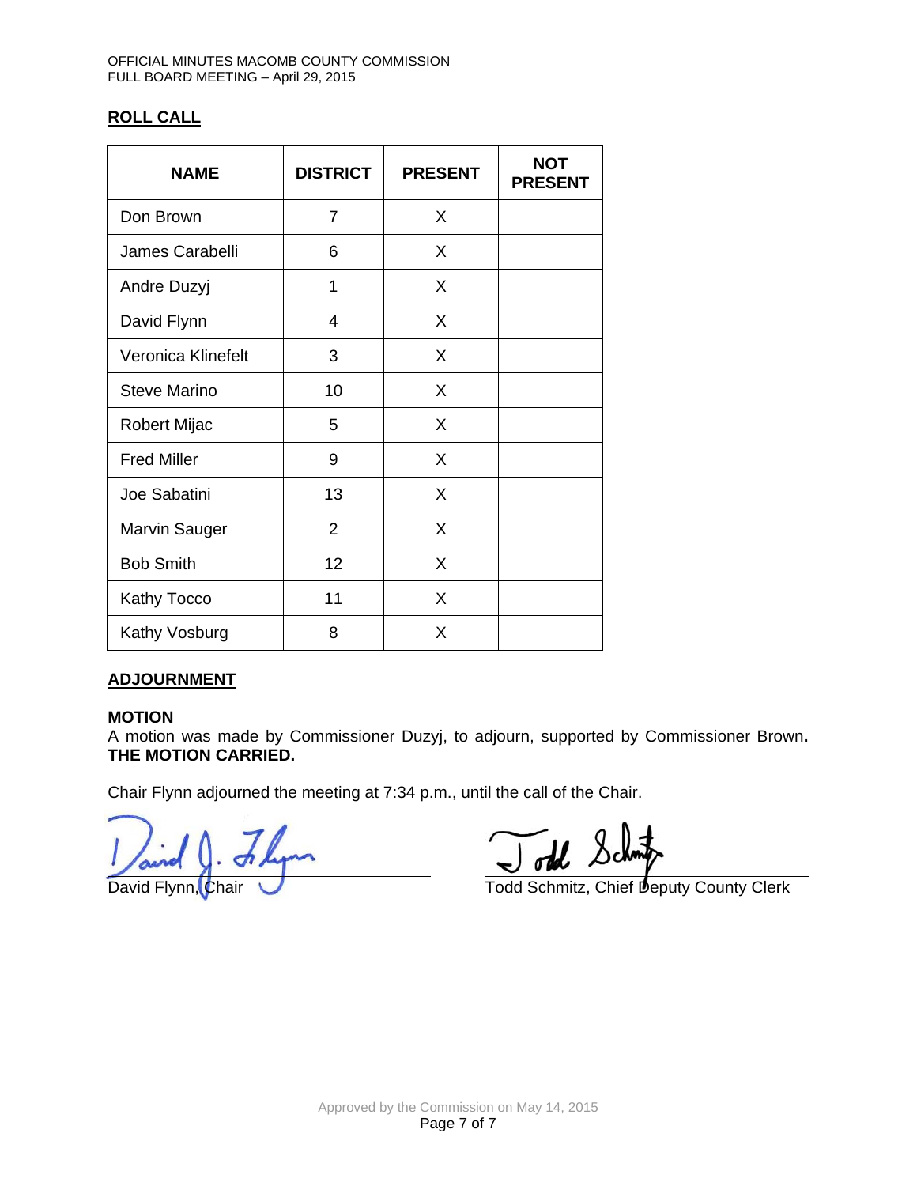## ROLL CALL

| NAME | DISTRICT | PRESENT | NOT PRESENT |
|---|---|---|---|
| Don Brown | 7 | X | |
| James Carabelli | 6 | X | |
| Andre Duzyj | 1 | X | |
| David Flynn | 4 | X | |
| Veronica Klinefelt | 3 | X | |
| Steve Marino | 10 | X | |
| Robert Mijac | 5 | X | |
| Fred Miller | 9 | X | |
| Joe Sabatini | 13 | X | |
| Marvin Sauger | 2 | X | |
| Bob Smith | 12 | X | |
| Kathy Tocco | 11 | X | |
| Kathy Vosburg | 8 | X | |

## ADJOURNMENT

**MOTION**
A motion was made by Commissioner Duzyj, to adjourn, supported by Commissioner Brown**.**
**THE MOTION CARRIED.**

Chair Flynn adjourned the meeting at 7:34 p.m., until the call of the Chair.

David Flynn, Chair

Todd Schmitz, Chief Deputy County Clerk

Approved by the Commission on May 14, 2015